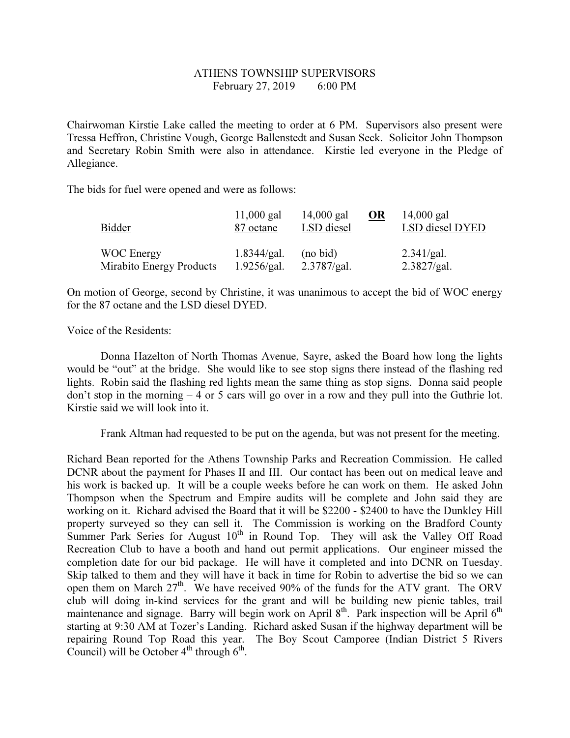ATHENS TOWNSHIP SUPERVISORS
February 27, 2019        6:00 PM

Chairwoman Kirstie Lake called the meeting to order at 6 PM. Supervisors also present were Tressa Heffron, Christine Vough, George Ballenstedt and Susan Seck. Solicitor John Thompson and Secretary Robin Smith were also in attendance. Kirstie led everyone in the Pledge of Allegiance.

The bids for fuel were opened and were as follows:

| Bidder | 11,000 gal 87 octane | 14,000 gal LSD diesel | **OR** | 14,000 gal LSD diesel DYED |
|---|---|---|---|---|
| WOC Energy | 1.8344/gal. | (no bid) | | 2.341/gal. |
| Mirabito Energy Products | 1.9256/gal. | 2.3787/gal. | | 2.3827/gal. |

On motion of George, second by Christine, it was unanimous to accept the bid of WOC energy for the 87 octane and the LSD diesel DYED.

Voice of the Residents:

Donna Hazelton of North Thomas Avenue, Sayre, asked the Board how long the lights would be "out" at the bridge. She would like to see stop signs there instead of the flashing red lights. Robin said the flashing red lights mean the same thing as stop signs. Donna said people don't stop in the morning – 4 or 5 cars will go over in a row and they pull into the Guthrie lot. Kirstie said we will look into it.

Frank Altman had requested to be put on the agenda, but was not present for the meeting.

Richard Bean reported for the Athens Township Parks and Recreation Commission. He called DCNR about the payment for Phases II and III. Our contact has been out on medical leave and his work is backed up. It will be a couple weeks before he can work on them. He asked John Thompson when the Spectrum and Empire audits will be complete and John said they are working on it. Richard advised the Board that it will be \$2200 - \$2400 to have the Dunkley Hill property surveyed so they can sell it. The Commission is working on the Bradford County Summer Park Series for August 10th in Round Top. They will ask the Valley Off Road Recreation Club to have a booth and hand out permit applications. Our engineer missed the completion date for our bid package. He will have it completed and into DCNR on Tuesday. Skip talked to them and they will have it back in time for Robin to advertise the bid so we can open them on March 27th. We have received 90% of the funds for the ATV grant. The ORV club will doing in-kind services for the grant and will be building new picnic tables, trail maintenance and signage. Barry will begin work on April 8th. Park inspection will be April 6th starting at 9:30 AM at Tozer's Landing. Richard asked Susan if the highway department will be repairing Round Top Road this year. The Boy Scout Camporee (Indian District 5 Rivers Council) will be October 4th through 6th.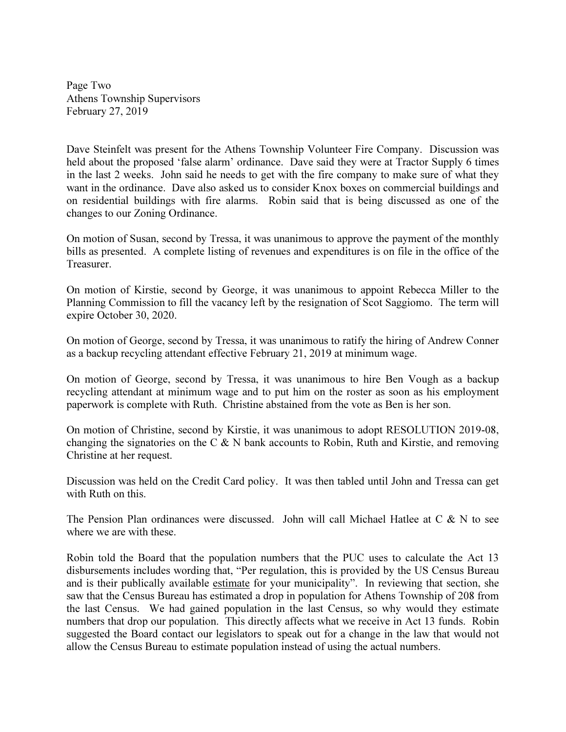Dave Steinfelt was present for the Athens Township Volunteer Fire Company. Discussion was held about the proposed 'false alarm' ordinance. Dave said they were at Tractor Supply 6 times in the last 2 weeks. John said he needs to get with the fire company to make sure of what they want in the ordinance. Dave also asked us to consider Knox boxes on commercial buildings and on residential buildings with fire alarms. Robin said that is being discussed as one of the changes to our Zoning Ordinance.

On motion of Susan, second by Tressa, it was unanimous to approve the payment of the monthly bills as presented. A complete listing of revenues and expenditures is on file in the office of the Treasurer.

On motion of Kirstie, second by George, it was unanimous to appoint Rebecca Miller to the Planning Commission to fill the vacancy left by the resignation of Scot Saggiomo. The term will expire October 30, 2020.

On motion of George, second by Tressa, it was unanimous to ratify the hiring of Andrew Conner as a backup recycling attendant effective February 21, 2019 at minimum wage.

On motion of George, second by Tressa, it was unanimous to hire Ben Vough as a backup recycling attendant at minimum wage and to put him on the roster as soon as his employment paperwork is complete with Ruth. Christine abstained from the vote as Ben is her son.

On motion of Christine, second by Kirstie, it was unanimous to adopt RESOLUTION 2019-08, changing the signatories on the C & N bank accounts to Robin, Ruth and Kirstie, and removing Christine at her request.

Discussion was held on the Credit Card policy. It was then tabled until John and Tressa can get with Ruth on this.

The Pension Plan ordinances were discussed. John will call Michael Hatlee at C & N to see where we are with these.

Robin told the Board that the population numbers that the PUC uses to calculate the Act 13 disbursements includes wording that, "Per regulation, this is provided by the US Census Bureau and is their publically available estimate for your municipality". In reviewing that section, she saw that the Census Bureau has estimated a drop in population for Athens Township of 208 from the last Census. We had gained population in the last Census, so why would they estimate numbers that drop our population. This directly affects what we receive in Act 13 funds. Robin suggested the Board contact our legislators to speak out for a change in the law that would not allow the Census Bureau to estimate population instead of using the actual numbers.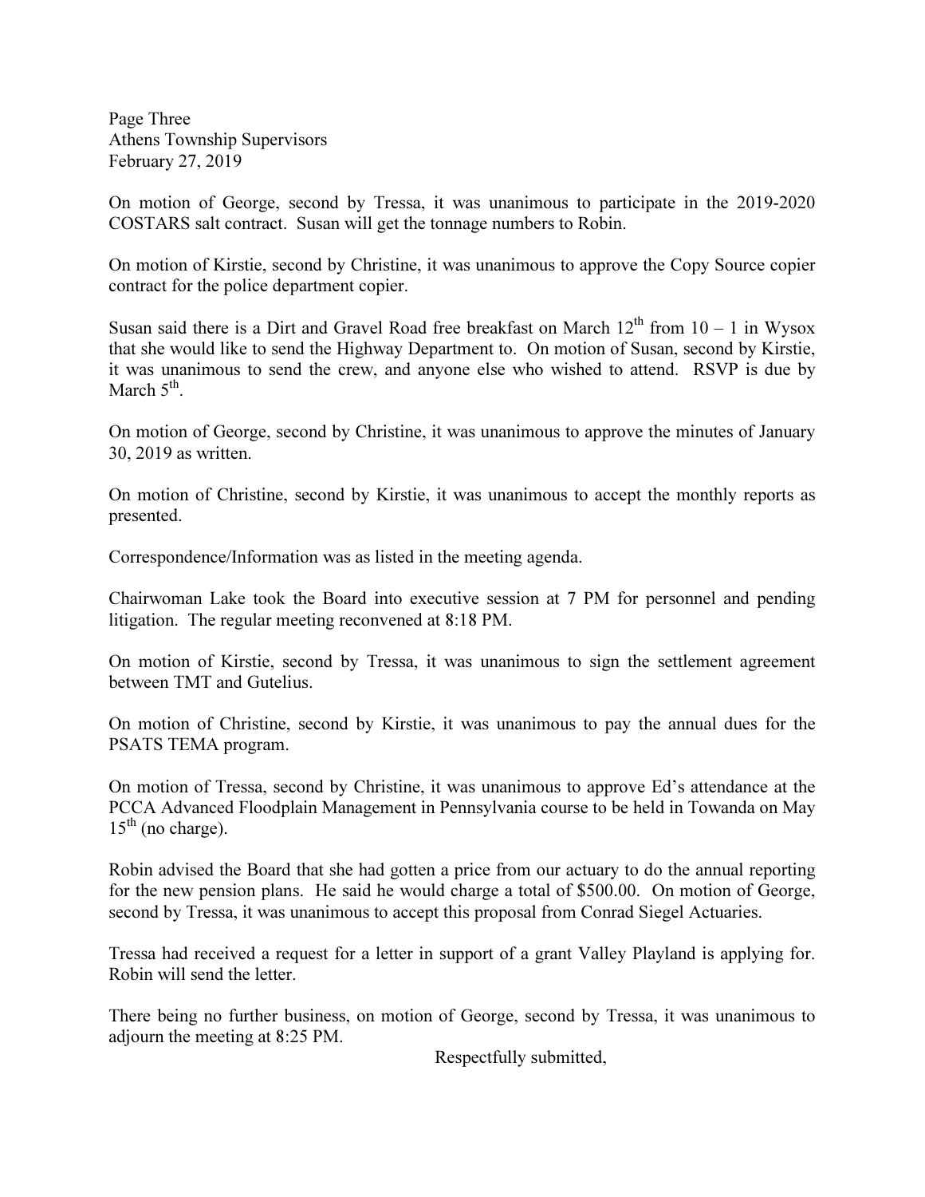Page Three
Athens Township Supervisors
February 27, 2019

On motion of George, second by Tressa, it was unanimous to participate in the 2019-2020 COSTARS salt contract. Susan will get the tonnage numbers to Robin.

On motion of Kirstie, second by Christine, it was unanimous to approve the Copy Source copier contract for the police department copier.

Susan said there is a Dirt and Gravel Road free breakfast on March 12th from 10 – 1 in Wysox that she would like to send the Highway Department to. On motion of Susan, second by Kirstie, it was unanimous to send the crew, and anyone else who wished to attend. RSVP is due by March 5th.

On motion of George, second by Christine, it was unanimous to approve the minutes of January 30, 2019 as written.

On motion of Christine, second by Kirstie, it was unanimous to accept the monthly reports as presented.

Correspondence/Information was as listed in the meeting agenda.

Chairwoman Lake took the Board into executive session at 7 PM for personnel and pending litigation. The regular meeting reconvened at 8:18 PM.

On motion of Kirstie, second by Tressa, it was unanimous to sign the settlement agreement between TMT and Gutelius.

On motion of Christine, second by Kirstie, it was unanimous to pay the annual dues for the PSATS TEMA program.

On motion of Tressa, second by Christine, it was unanimous to approve Ed's attendance at the PCCA Advanced Floodplain Management in Pennsylvania course to be held in Towanda on May 15th (no charge).

Robin advised the Board that she had gotten a price from our actuary to do the annual reporting for the new pension plans. He said he would charge a total of $500.00. On motion of George, second by Tressa, it was unanimous to accept this proposal from Conrad Siegel Actuaries.

Tressa had received a request for a letter in support of a grant Valley Playland is applying for. Robin will send the letter.

There being no further business, on motion of George, second by Tressa, it was unanimous to adjourn the meeting at 8:25 PM.

Respectfully submitted,